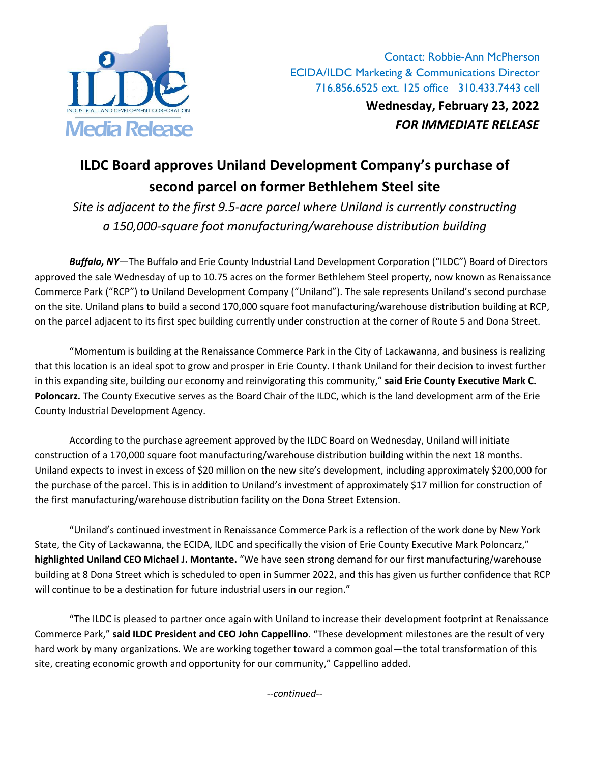ILDC
INDUSTRIAL LAND DEVELOPMENT CORPORATION
Media Release

Contact: Robbie-Ann McPherson
ECIDA/ILDC Marketing & Communications Director
716.856.6525 ext. 125 office 310.433.7443 cell

**Wednesday, February 23, 2022**
***FOR IMMEDIATE RELEASE***

# ILDC Board approves Uniland Development Company's purchase of second parcel on former Bethlehem Steel site

*Site is adjacent to the first 9.5-acre parcel where Uniland is currently constructing a 150,000-square foot manufacturing/warehouse distribution building*

***Buffalo, NY***—The Buffalo and Erie County Industrial Land Development Corporation ("ILDC") Board of Directors approved the sale Wednesday of up to 10.75 acres on the former Bethlehem Steel property, now known as Renaissance Commerce Park ("RCP") to Uniland Development Company ("Uniland"). The sale represents Uniland's second purchase on the site. Uniland plans to build a second 170,000 square foot manufacturing/warehouse distribution building at RCP, on the parcel adjacent to its first spec building currently under construction at the corner of Route 5 and Dona Street.

"Momentum is building at the Renaissance Commerce Park in the City of Lackawanna, and business is realizing that this location is an ideal spot to grow and prosper in Erie County. I thank Uniland for their decision to invest further in this expanding site, building our economy and reinvigorating this community," **said Erie County Executive Mark C. Poloncarz.** The County Executive serves as the Board Chair of the ILDC, which is the land development arm of the Erie County Industrial Development Agency.

According to the purchase agreement approved by the ILDC Board on Wednesday, Uniland will initiate construction of a 170,000 square foot manufacturing/warehouse distribution building within the next 18 months. Uniland expects to invest in excess of $20 million on the new site's development, including approximately $200,000 for the purchase of the parcel. This is in addition to Uniland's investment of approximately $17 million for construction of the first manufacturing/warehouse distribution facility on the Dona Street Extension.

"Uniland's continued investment in Renaissance Commerce Park is a reflection of the work done by New York State, the City of Lackawanna, the ECIDA, ILDC and specifically the vision of Erie County Executive Mark Poloncarz," **highlighted Uniland CEO Michael J. Montante.** "We have seen strong demand for our first manufacturing/warehouse building at 8 Dona Street which is scheduled to open in Summer 2022, and this has given us further confidence that RCP will continue to be a destination for future industrial users in our region."

"The ILDC is pleased to partner once again with Uniland to increase their development footprint at Renaissance Commerce Park," **said ILDC President and CEO John Cappellino**. "These development milestones are the result of very hard work by many organizations. We are working together toward a common goal—the total transformation of this site, creating economic growth and opportunity for our community," Cappellino added.

*--continued--*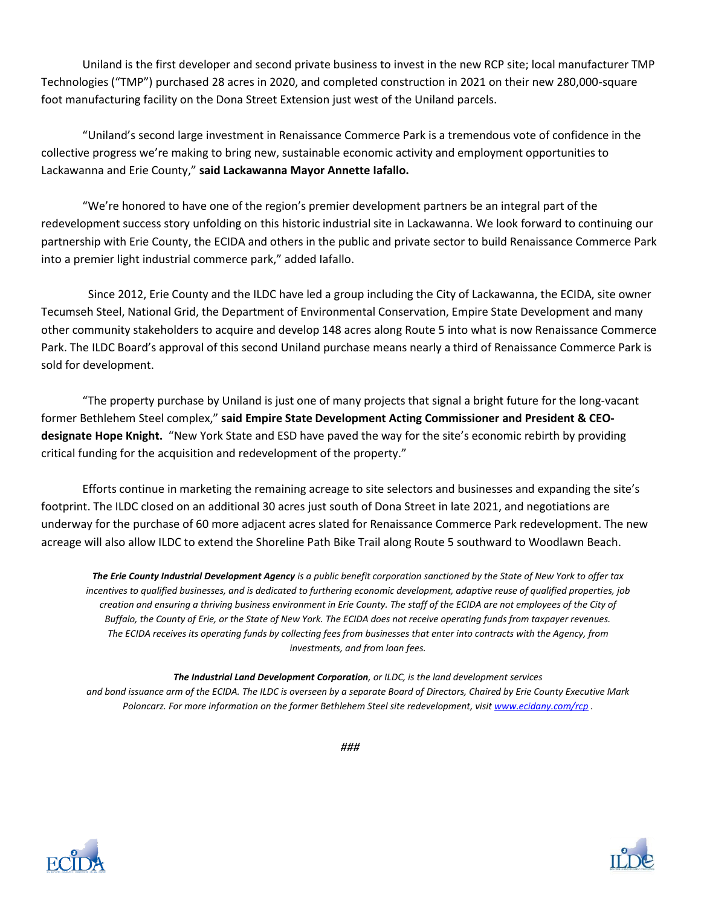Uniland is the first developer and second private business to invest in the new RCP site; local manufacturer TMP Technologies ("TMP") purchased 28 acres in 2020, and completed construction in 2021 on their new 280,000-square foot manufacturing facility on the Dona Street Extension just west of the Uniland parcels.

"Uniland's second large investment in Renaissance Commerce Park is a tremendous vote of confidence in the collective progress we're making to bring new, sustainable economic activity and employment opportunities to Lackawanna and Erie County," **said Lackawanna Mayor Annette Iafallo.**

"We're honored to have one of the region's premier development partners be an integral part of the redevelopment success story unfolding on this historic industrial site in Lackawanna. We look forward to continuing our partnership with Erie County, the ECIDA and others in the public and private sector to build Renaissance Commerce Park into a premier light industrial commerce park," added Iafallo.

Since 2012, Erie County and the ILDC have led a group including the City of Lackawanna, the ECIDA, site owner Tecumseh Steel, National Grid, the Department of Environmental Conservation, Empire State Development and many other community stakeholders to acquire and develop 148 acres along Route 5 into what is now Renaissance Commerce Park. The ILDC Board's approval of this second Uniland purchase means nearly a third of Renaissance Commerce Park is sold for development.

"The property purchase by Uniland is just one of many projects that signal a bright future for the long-vacant former Bethlehem Steel complex," **said Empire State Development Acting Commissioner and President & CEO-designate Hope Knight.** "New York State and ESD have paved the way for the site's economic rebirth by providing critical funding for the acquisition and redevelopment of the property."

Efforts continue in marketing the remaining acreage to site selectors and businesses and expanding the site's footprint. The ILDC closed on an additional 30 acres just south of Dona Street in late 2021, and negotiations are underway for the purchase of 60 more adjacent acres slated for Renaissance Commerce Park redevelopment. The new acreage will also allow ILDC to extend the Shoreline Path Bike Trail along Route 5 southward to Woodlawn Beach.

***The Erie County Industrial Development Agency*** *is a public benefit corporation sanctioned by the State of New York to offer tax incentives to qualified businesses, and is dedicated to furthering economic development, adaptive reuse of qualified properties, job creation and ensuring a thriving business environment in Erie County. The staff of the ECIDA are not employees of the City of Buffalo, the County of Erie, or the State of New York. The ECIDA does not receive operating funds from taxpayer revenues. The ECIDA receives its operating funds by collecting fees from businesses that enter into contracts with the Agency, from investments, and from loan fees.*

***The Industrial Land Development Corporation****, or ILDC, is the land development services and bond issuance arm of the ECIDA. The ILDC is overseen by a separate Board of Directors, Chaired by Erie County Executive Mark Poloncarz. For more information on the former Bethlehem Steel site redevelopment, visit [www.ecidany.com/rcp](http://www.ecidany.com/rcp) .*

###